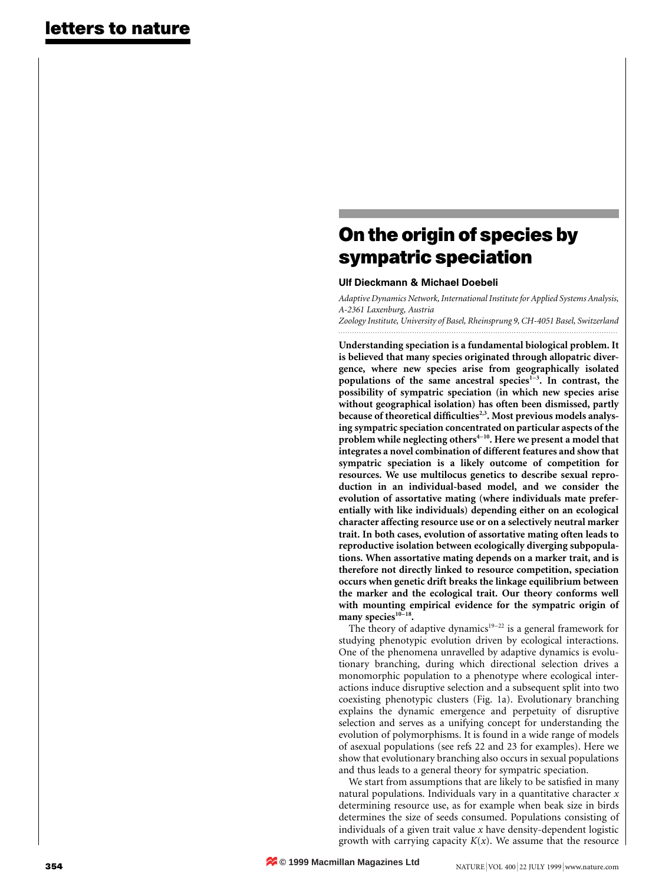# On the origin of species by sympatric speciation

**Ulf Dieckmann & Michael Doebeli**

*Adaptive Dynamics Network, International Institute for Applied Systems Analysis, A-2361 Laxenburg, Austria*

*Zoology Institute, University of Basel, Rheinsprung 9, CH-4051 Basel, Switzerland*

**Understanding speciation is a fundamental biological problem. It is believed that many species originated through allopatric divergence, where new species arise from geographically isolated populations of the same ancestral species[1–3]. In contrast, the possibility of sympatric speciation (in which new species arise without geographical isolation) has often been dismissed, partly because of theoretical difficulties[2,3]. Most previous models analysing sympatric speciation concentrated on particular aspects of the problem while neglecting others[4–10]. Here we present a model that integrates a novel combination of different features and show that sympatric speciation is a likely outcome of competition for resources. We use multilocus genetics to describe sexual reproduction in an individual-based model, and we consider the evolution of assortative mating (where individuals mate preferentially with like individuals) depending either on an ecological character affecting resource use or on a selectively neutral marker trait. In both cases, evolution of assortative mating often leads to reproductive isolation between ecologically diverging subpopulations. When assortative mating depends on a marker trait, and is therefore not directly linked to resource competition, speciation occurs when genetic drift breaks the linkage equilibrium between the marker and the ecological trait. Our theory conforms well with mounting empirical evidence for the sympatric origin of many species[10–18].**

The theory of adaptive dynamics[19–22] is a general framework for studying phenotypic evolution driven by ecological interactions. One of the phenomena unravelled by adaptive dynamics is evolutionary branching, during which directional selection drives a monomorphic population to a phenotype where ecological interactions induce disruptive selection and a subsequent split into two coexisting phenotypic clusters (Fig. 1a). Evolutionary branching explains the dynamic emergence and perpetuity of disruptive selection and serves as a unifying concept for understanding the evolution of polymorphisms. It is found in a wide range of models of asexual populations (see refs 22 and 23 for examples). Here we show that evolutionary branching also occurs in sexual populations and thus leads to a general theory for sympatric speciation.

We start from assumptions that are likely to be satisfied in many natural populations. Individuals vary in a quantitative character $x$ determining resource use, as for example when beak size in birds determines the size of seeds consumed. Populations consisting of individuals of a given trait value $x$ have density-dependent logistic growth with carrying capacity $K(x)$. We assume that the resource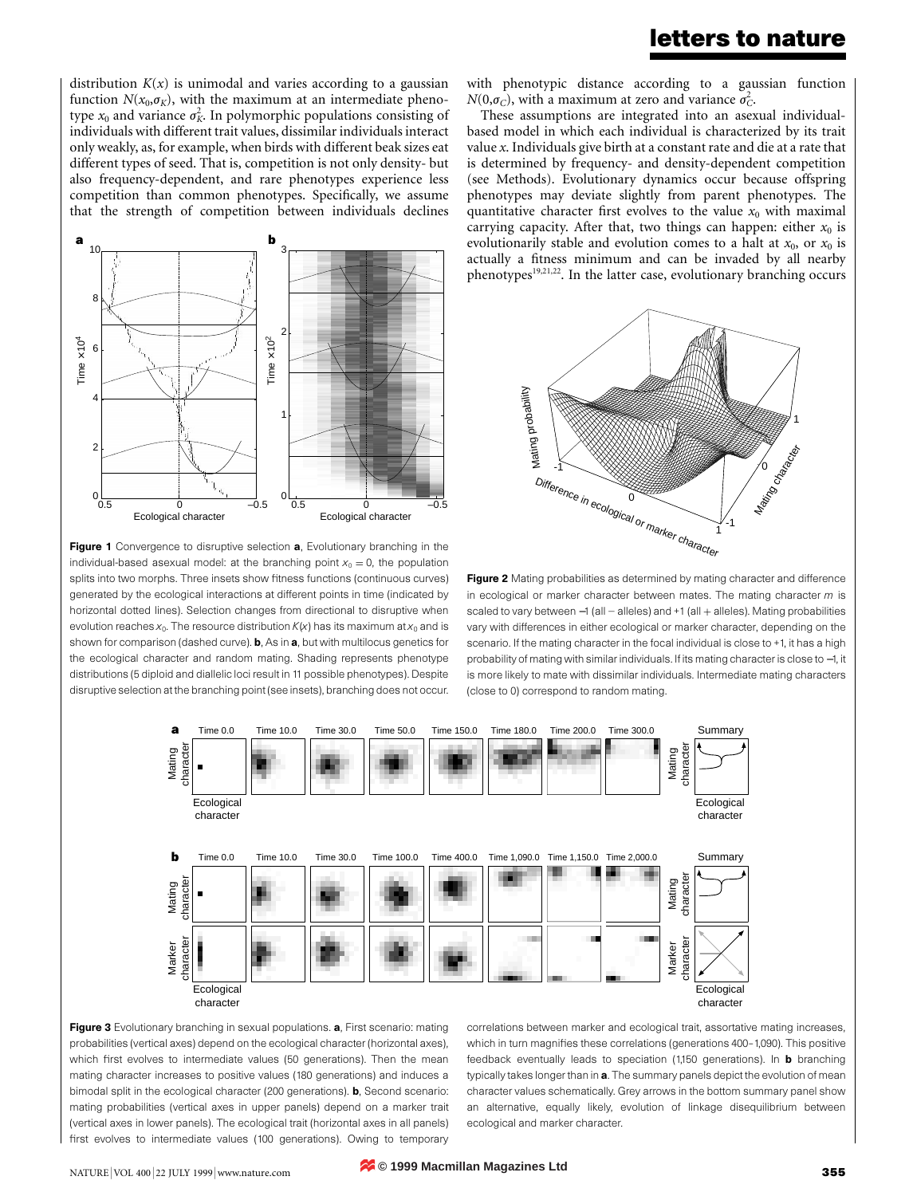distribution $K(x)$ is unimodal and varies according to a gaussian function $N(x_0,\sigma_K)$, with the maximum at an intermediate phenotype $x_0$ and variance $\sigma_K^2$. In polymorphic populations consisting of individuals with different trait values, dissimilar individuals interact only weakly, as, for example, when birds with different beak sizes eat different types of seed. That is, competition is not only density- but also frequency-dependent, and rare phenotypes experience less competition than common phenotypes. Specifically, we assume that the strength of competition between individuals declines with phenotypic distance according to a gaussian function $N(0,\sigma_C)$, with a maximum at zero and variance $\sigma_C^2$.

These assumptions are integrated into an asexual individual-based model in which each individual is characterized by its trait value $x$. Individuals give birth at a constant rate and die at a rate that is determined by frequency- and density-dependent competition (see Methods). Evolutionary dynamics occur because offspring phenotypes may deviate slightly from parent phenotypes. The quantitative character first evolves to the value $x_0$ with maximal carrying capacity. After that, two things can happen: either $x_0$ is evolutionarily stable and evolution comes to a halt at $x_0$, or $x_0$ is actually a fitness minimum and can be invaded by all nearby phenotypes[19,21,22]. In the latter case, evolutionary branching occurs

**Figure 1** Convergence to disruptive selection **a**, Evolutionary branching in the individual-based asexual model: at the branching point $x_0 = 0$, the population splits into two morphs. Three insets show fitness functions (continuous curves) generated by the ecological interactions at different points in time (indicated by horizontal dotted lines). Selection changes from directional to disruptive when evolution reaches $x_0$. The resource distribution $K(x)$ has its maximum at $x_0$ and is shown for comparison (dashed curve). **b**, As in **a**, but with multilocus genetics for the ecological character and random mating. Shading represents phenotype distributions (5 diploid and diallelic loci result in 11 possible phenotypes). Despite disruptive selection at the branching point (see insets), branching does not occur.

**Figure 2** Mating probabilities as determined by mating character and difference in ecological or marker character between mates. The mating character $m$ is scaled to vary between −1 (all − alleles) and +1 (all + alleles). Mating probabilities vary with differences in either ecological or marker character, depending on the scenario. If the mating character in the focal individual is close to +1, it has a high probability of mating with similar individuals. If its mating character is close to −1, it is more likely to mate with dissimilar individuals. Intermediate mating characters (close to 0) correspond to random mating.

**Figure 3** Evolutionary branching in sexual populations. **a**, First scenario: mating probabilities (vertical axes) depend on the ecological character (horizontal axes), which first evolves to intermediate values (50 generations). Then the mean mating character increases to positive values (180 generations) and induces a bimodal split in the ecological character (200 generations). **b**, Second scenario: mating probabilities (vertical axes in upper panels) depend on a marker trait (vertical axes in lower panels). The ecological trait (horizontal axes in all panels) first evolves to intermediate values (100 generations). Owing to temporary correlations between marker and ecological trait, assortative mating increases, which in turn magnifies these correlations (generations 400–1,090). This positive feedback eventually leads to speciation (1,150 generations). In **b** branching typically takes longer than in **a**. The summary panels depict the evolution of mean character values schematically. Grey arrows in the bottom summary panel show an alternative, equally likely, evolution of linkage disequilibrium between ecological and marker character.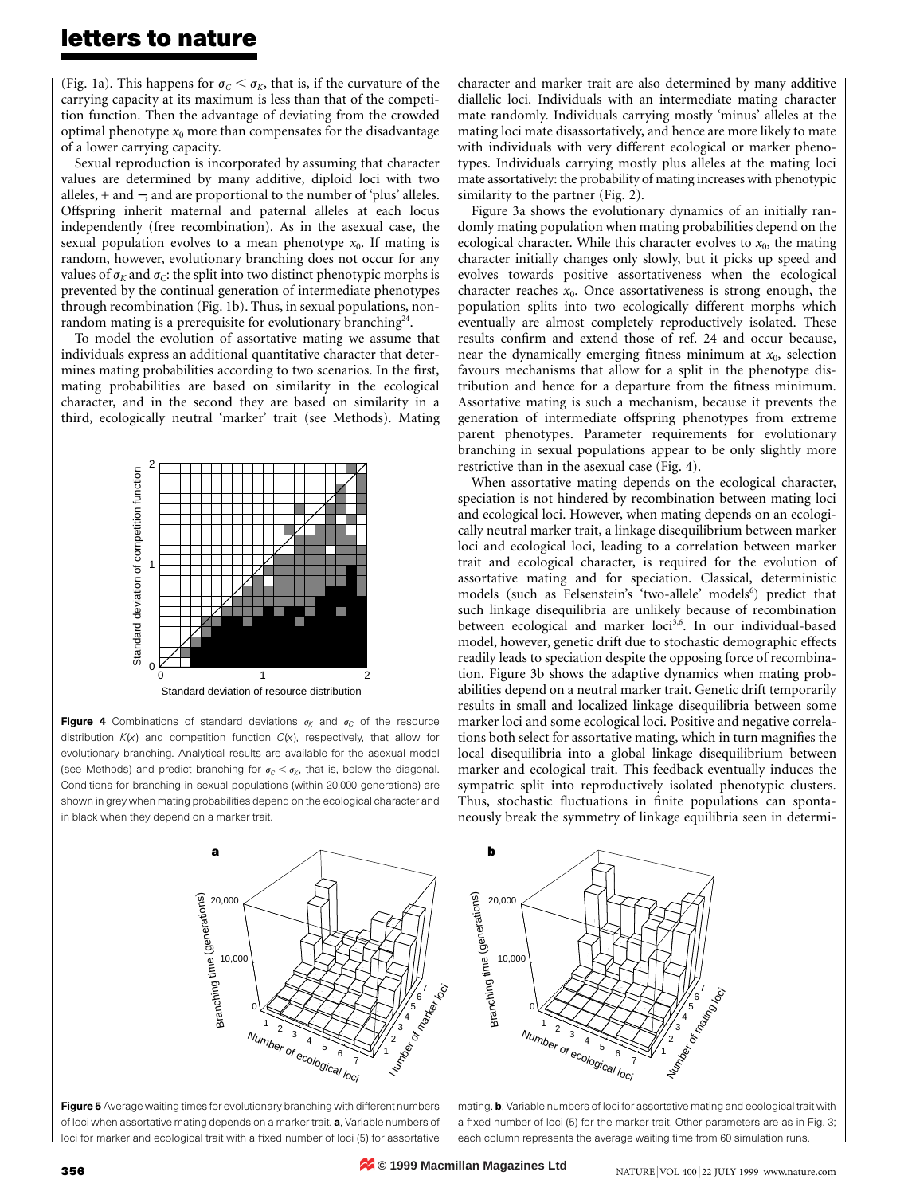(Fig. 1a). This happens for $\sigma_C < \sigma_K$, that is, if the curvature of the carrying capacity at its maximum is less than that of the competition function. Then the advantage of deviating from the crowded optimal phenotype $x_0$ more than compensates for the disadvantage of a lower carrying capacity.

Sexual reproduction is incorporated by assuming that character values are determined by many additive, diploid loci with two alleles, + and −, and are proportional to the number of 'plus' alleles. Offspring inherit maternal and paternal alleles at each locus independently (free recombination). As in the asexual case, the sexual population evolves to a mean phenotype $x_0$. If mating is random, however, evolutionary branching does not occur for any values of $\sigma_K$ and $\sigma_C$: the split into two distinct phenotypic morphs is prevented by the continual generation of intermediate phenotypes through recombination (Fig. 1b). Thus, in sexual populations, nonrandom mating is a prerequisite for evolutionary branching[24].

To model the evolution of assortative mating we assume that individuals express an additional quantitative character that determines mating probabilities according to two scenarios. In the first, mating probabilities are based on similarity in the ecological character, and in the second they are based on similarity in a third, ecologically neutral 'marker' trait (see Methods). Mating character and marker trait are also determined by many additive diallelic loci. Individuals with an intermediate mating character mate randomly. Individuals carrying mostly 'minus' alleles at the mating loci mate disassortatively, and hence are more likely to mate with individuals with very different ecological or marker phenotypes. Individuals carrying mostly plus alleles at the mating loci mate assortatively: the probability of mating increases with phenotypic similarity to the partner (Fig. 2).

Figure 3a shows the evolutionary dynamics of an initially randomly mating population when mating probabilities depend on the ecological character. While this character evolves to $x_0$, the mating character initially changes only slowly, but it picks up speed and evolves towards positive assortativeness when the ecological character reaches $x_0$. Once assortativeness is strong enough, the population splits into two ecologically different morphs which eventually are almost completely reproductively isolated. These results confirm and extend those of ref. 24 and occur because, near the dynamically emerging fitness minimum at $x_0$, selection favours mechanisms that allow for a split in the phenotype distribution and hence for a departure from the fitness minimum. Assortative mating is such a mechanism, because it prevents the generation of intermediate offspring phenotypes from extreme parent phenotypes. Parameter requirements for evolutionary branching in sexual populations appear to be only slightly more restrictive than in the asexual case (Fig. 4).

When assortative mating depends on the ecological character, speciation is not hindered by recombination between mating loci and ecological loci. However, when mating depends on an ecologically neutral marker trait, a linkage disequilibrium between marker loci and ecological loci, leading to a correlation between marker trait and ecological character, is required for the evolution of assortative mating and for speciation. Classical, deterministic models (such as Felsenstein's 'two-allele' models[6]) predict that such linkage disequilibria are unlikely because of recombination between ecological and marker loci[3,6]. In our individual-based model, however, genetic drift due to stochastic demographic effects readily leads to speciation despite the opposing force of recombination. Figure 3b shows the adaptive dynamics when mating probabilities depend on a neutral marker trait. Genetic drift temporarily results in small and localized linkage disequilibria between some marker loci and some ecological loci. Positive and negative correlations both select for assortative mating, which in turn magnifies the local disequilibria into a global linkage disequilibrium between marker and ecological trait. This feedback eventually induces the sympatric split into reproductively isolated phenotypic clusters. Thus, stochastic fluctuations in finite populations can spontaneously break the symmetry of linkage equilibria seen in determi-

**Figure 4** Combinations of standard deviations $\sigma_K$ and $\sigma_C$ of the resource distribution $K(x)$ and competition function $C(x)$, respectively, that allow for evolutionary branching. Analytical results are available for the asexual model (see Methods) and predict branching for $\sigma_C < \sigma_K$, that is, below the diagonal. Conditions for branching in sexual populations (within 20,000 generations) are shown in grey when mating probabilities depend on the ecological character and in black when they depend on a marker trait.

**Figure 5** Average waiting times for evolutionary branching with different numbers of loci when assortative mating depends on a marker trait. **a**, Variable numbers of loci for marker and ecological trait with a fixed number of loci (5) for assortative mating. **b**, Variable numbers of loci for assortative mating and ecological trait with a fixed number of loci (5) for the marker trait. Other parameters are as in Fig. 3; each column represents the average waiting time from 60 simulation runs.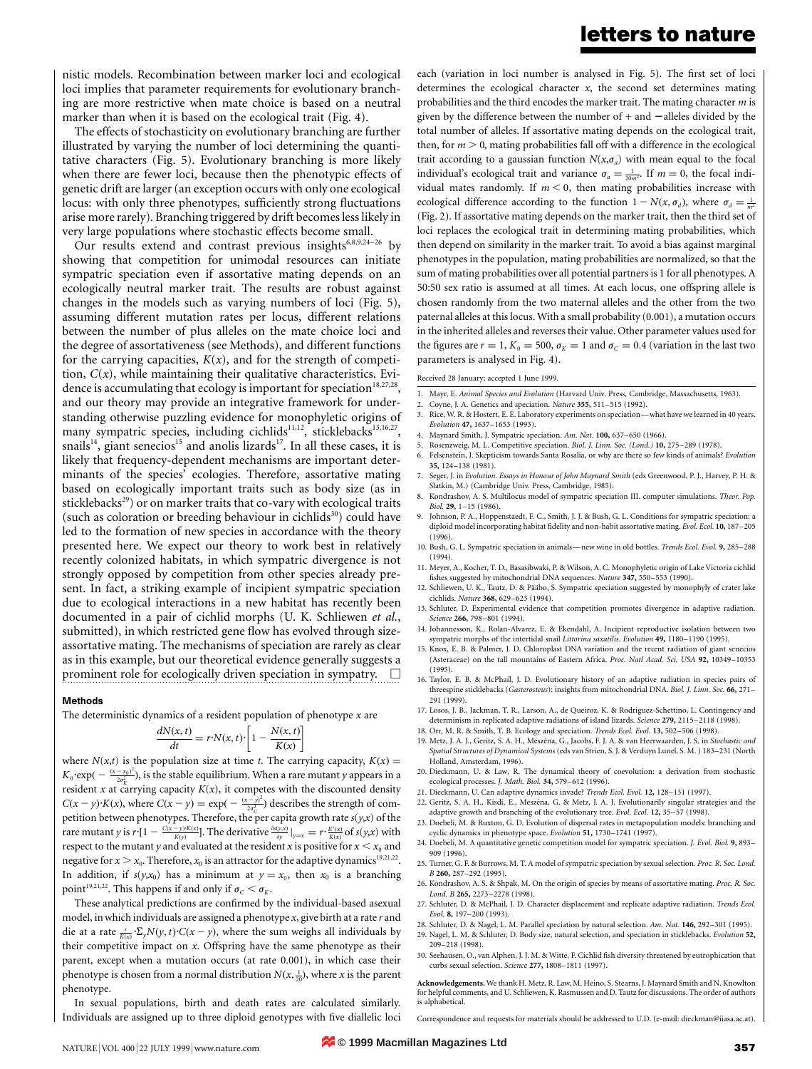nistic models. Recombination between marker loci and ecological loci implies that parameter requirements for evolutionary branching are more restrictive when mate choice is based on a neutral marker than when it is based on the ecological trait (Fig. 4).

The effects of stochasticity on evolutionary branching are further illustrated by varying the number of loci determining the quantitative characters (Fig. 5). Evolutionary branching is more likely when there are fewer loci, because then the phenotypic effects of genetic drift are larger (an exception occurs with only one ecological locus: with only three phenotypes, sufficiently strong fluctuations arise more rarely). Branching triggered by drift becomes less likely in very large populations where stochastic effects become small.

Our results extend and contrast previous insights[6,8,9,24–26] by showing that competition for unimodal resources can initiate sympatric speciation even if assortative mating depends on an ecologically neutral marker trait. The results are robust against changes in the models such as varying numbers of loci (Fig. 5), assuming different mutation rates per locus, different relations between the number of plus alleles on the mate choice loci and the degree of assortativeness (see Methods), and different functions for the carrying capacities, $K(x)$, and for the strength of competition, $C(x)$, while maintaining their qualitative characteristics. Evidence is accumulating that ecology is important for speciation[18,27,28], and our theory may provide an integrative framework for understanding otherwise puzzling evidence for monophyletic origins of many sympatric species, including cichlids[11,12], sticklebacks[13,16,27], snails[14], giant senecios[15] and anolis lizards[17]. In all these cases, it is likely that frequency-dependent mechanisms are important determinants of the species' ecologies. Therefore, assortative mating based on ecologically important traits such as body size (as in sticklebacks[29]) or on marker traits that co-vary with ecological traits (such as coloration or breeding behaviour in cichlids[30]) could have led to the formation of new species in accordance with the theory presented here. We expect our theory to work best in relatively recently colonized habitats, in which sympatric divergence is not strongly opposed by competition from other species already present. In fact, a striking example of incipient sympatric speciation due to ecological interactions in a new habitat has recently been documented in a pair of cichlid morphs (U. K. Schliewen *et al.*, submitted), in which restricted gene flow has evolved through size-assortative mating. The mechanisms of speciation are rarely as clear as in this example, but our theoretical evidence generally suggests a prominent role for ecologically driven speciation in sympatry. □

### Methods

The deterministic dynamics of a resident population of phenotype $x$ are

$$\frac{dN(x,t)}{dt} = r \cdot N(x,t) \cdot \left[1 - \frac{N(x,t)}{K(x)}\right]$$

where $N(x,t)$ is the population size at time $t$. The carrying capacity, $K(x) = K_0 \cdot \exp(-\frac{(x-x_0)^2}{2\sigma_K^2})$, is the stable equilibrium. When a rare mutant $y$ appears in a resident $x$ at carrying capacity $K(x)$, it competes with the discounted density $C(x-y) \cdot K(x)$, where $C(x-y) = \exp(-\frac{(x-y)^2}{2\sigma_C^2})$ describes the strength of competition between phenotypes. Therefore, the per capita growth rate $s(y,x)$ of the rare mutant $y$ is $r \cdot [1 - \frac{C(x-y)K(x)}{K(y)}]$. The derivative $\frac{\partial s(y,x)}{\partial y}\big|_{y=x} = r \cdot \frac{K'(x)}{K(x)}$ of $s(y,x)$ with respect to the mutant $y$ and evaluated at the resident $x$ is positive for $x < x_0$ and negative for $x > x_0$. Therefore, $x_0$ is an attractor for the adaptive dynamics[19,21,22]. In addition, if $s(y,x_0)$ has a minimum at $y = x_0$, then $x_0$ is a branching point[19,21,22]. This happens if and only if $\sigma_C < \sigma_K$.

These analytical predictions are confirmed by the individual-based asexual model, in which individuals are assigned a phenotype $x$, give birth at a rate $r$ and die at a rate $\frac{r}{K(x)} \cdot \Sigma_y N(y,t) \cdot C(x-y)$, where the sum weighs all individuals by their competitive impact on $x$. Offspring have the same phenotype as their parent, except when a mutation occurs (at rate 0.001), in which case their phenotype is chosen from a normal distribution $N(x, \frac{1}{20})$, where $x$ is the parent phenotype.

In sexual populations, birth and death rates are calculated similarly. Individuals are assigned up to three diploid genotypes with five diallelic loci each (variation in loci number is analysed in Fig. 5). The first set of loci determines the ecological character $x$, the second set determines mating probabilities and the third encodes the marker trait. The mating character $m$ is given by the difference between the number of + and − alleles divided by the total number of alleles. If assortative mating depends on the ecological trait, then, for $m > 0$, mating probabilities fall off with a difference in the ecological trait according to a gaussian function $N(x, \sigma_a)$ with mean equal to the focal individual's ecological trait and variance $\sigma_a = \frac{1}{20m^2}$. If $m = 0$, the focal individual mates randomly. If $m < 0$, then mating probabilities increase with ecological difference according to the function $1 - N(x, \sigma_d)$, where $\sigma_d = \frac{1}{m^2}$ (Fig. 2). If assortative mating depends on the marker trait, then the third set of loci replaces the ecological trait in determining mating probabilities, which then depend on similarity in the marker trait. To avoid a bias against marginal phenotypes in the population, mating probabilities are normalized, so that the sum of mating probabilities over all potential partners is 1 for all phenotypes. A 50:50 sex ratio is assumed at all times. At each locus, one offspring allele is chosen randomly from the two maternal alleles and the other from the two paternal alleles at this locus. With a small probability (0.001), a mutation occurs in the inherited alleles and reverses their value. Other parameter values used for the figures are $r = 1$, $K_0 = 500$, $\sigma_K = 1$ and $\sigma_C = 0.4$ (variation in the last two parameters is analysed in Fig. 4).

Received 28 January; accepted 1 June 1999.

1. Mayr, E. *Animal Species and Evolution* (Harvard Univ. Press, Cambridge, Massachusetts, 1963).
2. Coyne, J. A. Genetics and speciation. *Nature* **355,** 511–515 (1992).
3. Rice, W. R. & Hostert, E. E. Laboratory experiments on speciation—what have we learned in 40 years. *Evolution* **47,** 1637–1653 (1993).
4. Maynard Smith, J. Sympatric speciation. *Am. Nat.* **100,** 637–650 (1966).
5. Rosenzweig, M. L. Competitive speciation. *Biol. J. Linn. Soc. (Lond.)* **10,** 275–289 (1978).
6. Felsenstein, J. Skepticism towards Santa Rosalia, or why are there so few kinds of animals? *Evolution* **35,** 124–138 (1981).
7. Seger, J. in *Evolution. Essays in Honour of John Maynard Smith* (eds Greenwood, P. J., Harvey, P. H. & Slatkin, M.) (Cambridge Univ. Press, Cambridge, 1985).
8. Kondrashov, A. S. Multilocus model of sympatric speciation III. computer simulations. *Theor. Pop. Biol.* **29,** 1–15 (1986).
9. Johnson, P. A., Hoppenstaedt, F. C., Smith, J. J. & Bush, G. L. Conditions for sympatric speciation: a diploid model incorporating habitat fidelity and non-habit assortative mating. *Evol. Ecol.* **10,** 187–205 (1996).
10. Bush, G. L. Sympatric speciation in animals—new wine in old bottles. *Trends Ecol. Evol.* **9,** 285–288 (1994).
11. Meyer, A., Kocher, T. D., Basasibwaki, P. & Wilson, A. C. Monophyletic origin of Lake Victoria cichlid fishes suggested by mitochondrial DNA sequences. *Nature* **347,** 550–553 (1990).
12. Schliewen, U. K., Tautz, D. & Pääbo, S. Sympatric speciation suggested by monophyly of crater lake cichlids. *Nature* **368,** 629–623 (1994).
13. Schluter, D. Experimental evidence that competition promotes divergence in adaptive radiation. *Science* **266,** 798–801 (1994).
14. Johannesson, K., Rolan-Alvarez, E. & Ekendahl, A. Incipient reproductive isolation between two sympatric morphs of the intertidal snail *Littorina saxatilis*. *Evolution* **49,** 1180–1190 (1995).
15. Knox, E. B. & Palmer, J. D. Chloroplast DNA variation and the recent radiation of giant senecios (Asteraceae) on the tall mountains of Eastern Africa. *Proc. Natl Acad. Sci. USA* **92,** 10349–10353 (1995).
16. Taylor, E. B. & McPhail, J. D. Evolutionary history of an adaptive radiation in species pairs of threespine sticklebacks (*Gasterosteus*): insights from mitochondrial DNA. *Biol. J. Linn. Soc.* **66,** 271–291 (1999).
17. Losos, J. B., Jackman, T. R., Larson, A., de Queiroz, K. & Rodríguez-Schettino, L. Contingency and determinism in replicated adaptive radiations of island lizards. *Science* **279,** 2115–2118 (1998).
18. Orr, M. R. & Smith, T. B. Ecology and speciation. *Trends Ecol. Evol.* **13,** 502–506 (1998).
19. Metz, J. A. J., Geritz, S. A. H., Meszéna, G., Jacobs, F. J. A. & van Heerwaarden, J. S. in *Stochastic and Spatial Structures of Dynamical Systems* (eds van Strien, S. J. & Verduyn Lunel, S. M. ) 183–231 (North Holland, Amsterdam, 1996).
20. Dieckmann, U. & Law, R. The dynamical theory of coevolution: a derivation from stochastic ecological processes. *J. Math. Biol.* **34,** 579–612 (1996).
21. Dieckmann, U. Can adaptive dynamics invade? *Trends Ecol. Evol.* **12,** 128–131 (1997).
22. Geritz, S. A. H., Kisdi, E., Meszéna, G. & Metz, J. A. J. Evolutionarily singular strategies and the adaptive growth and branching of the evolutionary tree. *Evol. Ecol.* **12,** 35–57 (1998).
23. Doebeli, M. & Ruxton, G. D. Evolution of dispersal rates in metapopulation models: branching and cyclic dynamics in phenotype space. *Evolution* **51,** 1730–1741 (1997).
24. Doebeli, M. A quantitative genetic competition model for sympatric speciation. *J. Evol. Biol.* **9,** 893–909 (1996).
25. Turner, G. F. & Burrows, M. T. A model of sympatric speciation by sexual selection. *Proc. R. Soc. Lond. B* **260,** 287–292 (1995).
26. Kondrashov, A. S. & Shpak, M. On the origin of species by means of assortative mating. *Proc. R. Soc. Lond. B* **265,** 2273–2278 (1998).
27. Schluter, D. & McPhail, J. D. Character displacement and replicate adaptive radiation. *Trends Ecol. Evol.* **8,** 197–200 (1993).
28. Schluter, D. & Nagel, L. M. Parallel speciation by natural selection. *Am. Nat.* **146,** 292–301 (1995).
29. Nagel, L. M. & Schluter, D. Body size, natural selection, and speciation in sticklebacks. *Evolution* **52,** 209–218 (1998).
30. Seehausen, O., van Alphen, J. J. M. & Witte, F. Cichlid fish diversity threatened by eutrophication that curbs sexual selection. *Science* **277,** 1808–1811 (1997).

**Acknowledgements.** We thank H. Metz, R. Law, M. Heino, S. Stearns, J. Maynard Smith and N. Knowlton for helpful comments, and U. Schliewen, K. Rasmussen and D. Tautz for discussions. The order of authors is alphabetical.

Correspondence and requests for materials should be addressed to U.D. (e-mail: dieckman@iiasa.ac.at).